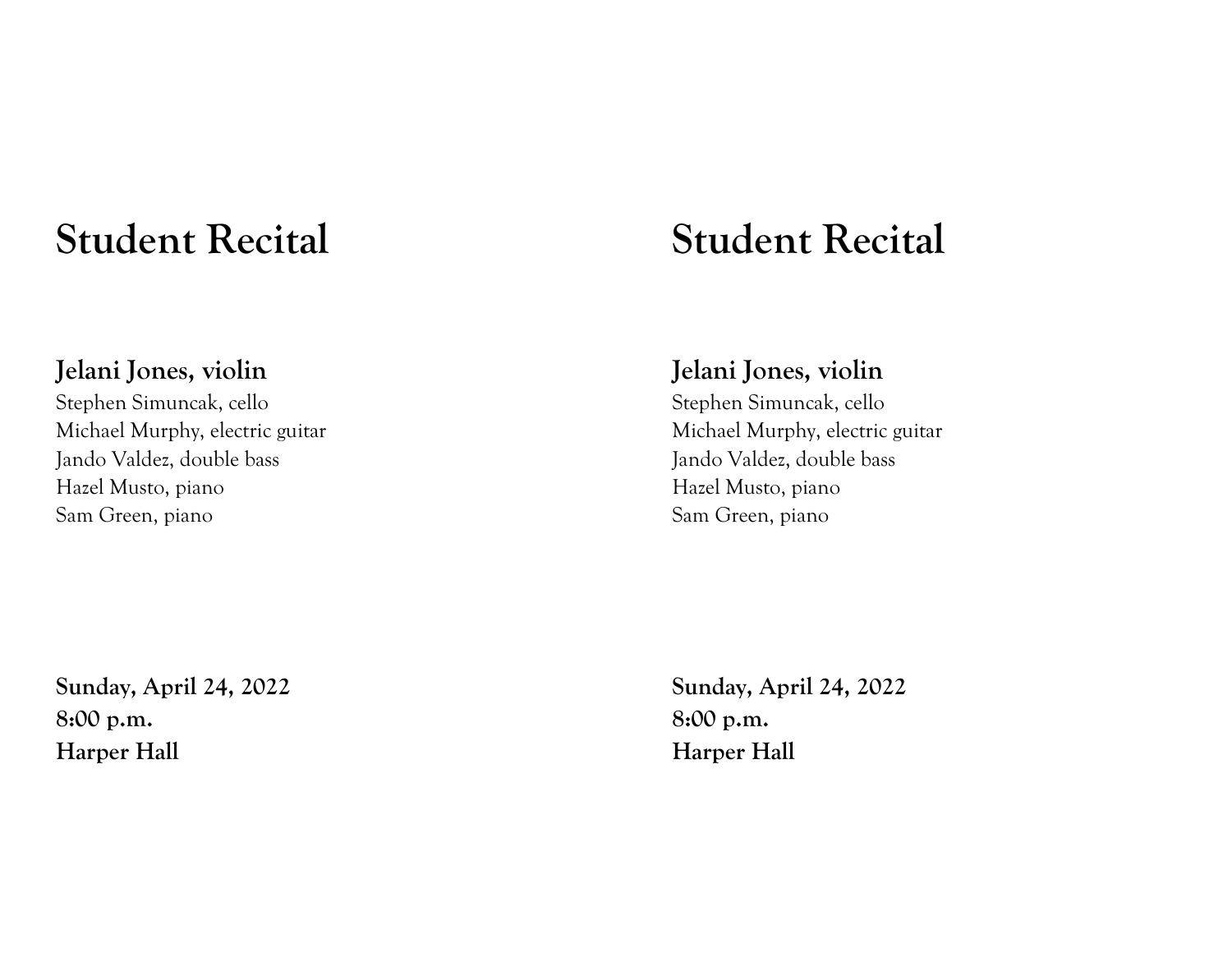# Student Recital

**Jelani Jones, violin**
Stephen Simuncak, cello
Michael Murphy, electric guitar
Jando Valdez, double bass
Hazel Musto, piano
Sam Green, piano

**Sunday, April 24, 2022**
**8:00 p.m.**
**Harper Hall**

# Student Recital

**Jelani Jones, violin**
Stephen Simuncak, cello
Michael Murphy, electric guitar
Jando Valdez, double bass
Hazel Musto, piano
Sam Green, piano

**Sunday, April 24, 2022**
**8:00 p.m.**
**Harper Hall**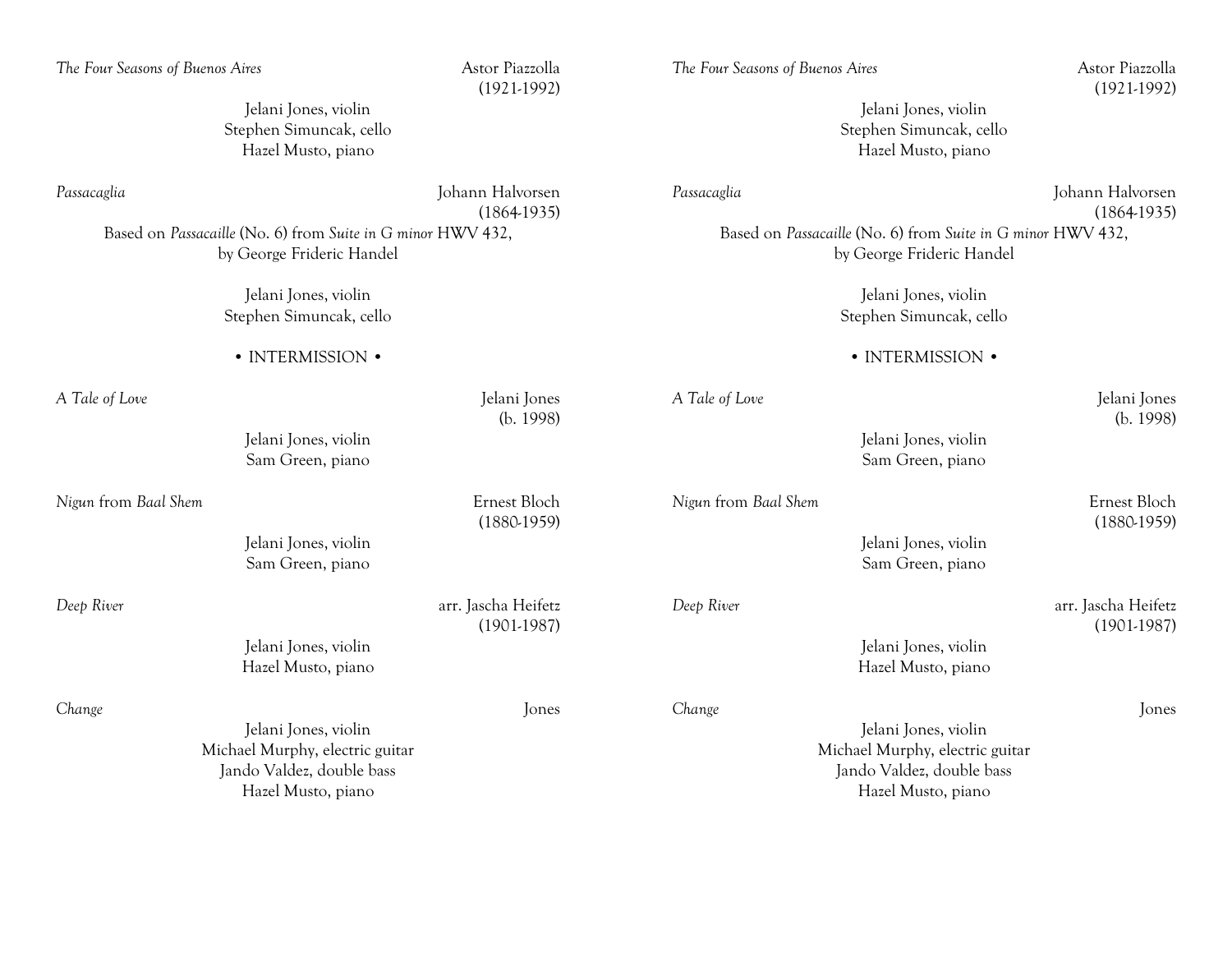*The Four Seasons of Buenos Aires* — Astor Piazzolla (1921-1992)

Jelani Jones, violin
Stephen Simuncak, cello
Hazel Musto, piano

*Passacaglia* — Johann Halvorsen (1864-1935)

Based on *Passacaille* (No. 6) from *Suite in G minor* HWV 432,
by George Frideric Handel

Jelani Jones, violin
Stephen Simuncak, cello

• INTERMISSION •

*A Tale of Love* — Jelani Jones (b. 1998)

Jelani Jones, violin
Sam Green, piano

*Nigun* from *Baal Shem* — Ernest Bloch (1880-1959)

Jelani Jones, violin
Sam Green, piano

*Deep River* — arr. Jascha Heifetz (1901-1987)

Jelani Jones, violin
Hazel Musto, piano

*Change* — Jones

Jelani Jones, violin
Michael Murphy, electric guitar
Jando Valdez, double bass
Hazel Musto, piano

---

*The Four Seasons of Buenos Aires* — Astor Piazzolla (1921-1992)

Jelani Jones, violin
Stephen Simuncak, cello
Hazel Musto, piano

*Passacaglia* — Johann Halvorsen (1864-1935)

Based on *Passacaille* (No. 6) from *Suite in G minor* HWV 432,
by George Frideric Handel

Jelani Jones, violin
Stephen Simuncak, cello

• INTERMISSION •

*A Tale of Love* — Jelani Jones (b. 1998)

Jelani Jones, violin
Sam Green, piano

*Nigun* from *Baal Shem* — Ernest Bloch (1880-1959)

Jelani Jones, violin
Sam Green, piano

*Deep River* — arr. Jascha Heifetz (1901-1987)

Jelani Jones, violin
Hazel Musto, piano

*Change* — Jones

Jelani Jones, violin
Michael Murphy, electric guitar
Jando Valdez, double bass
Hazel Musto, piano